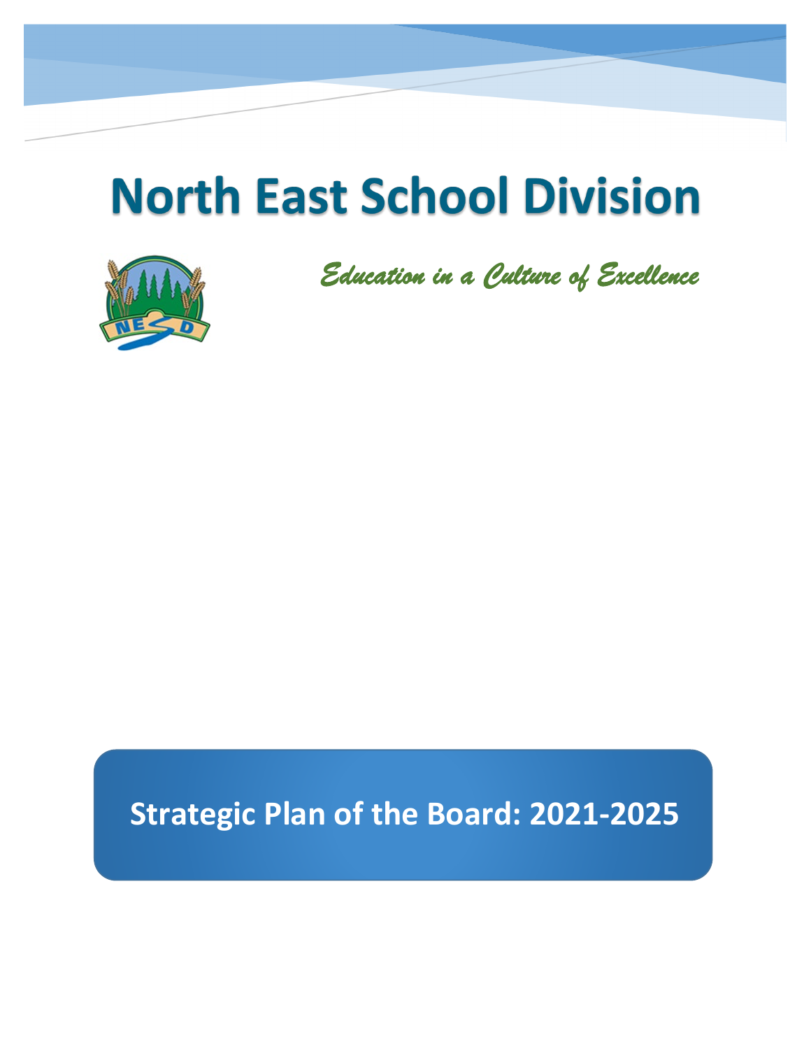# North East School Division

*Education in a Culture of Excellence*

## Strategic Plan of the Board: 2021-2025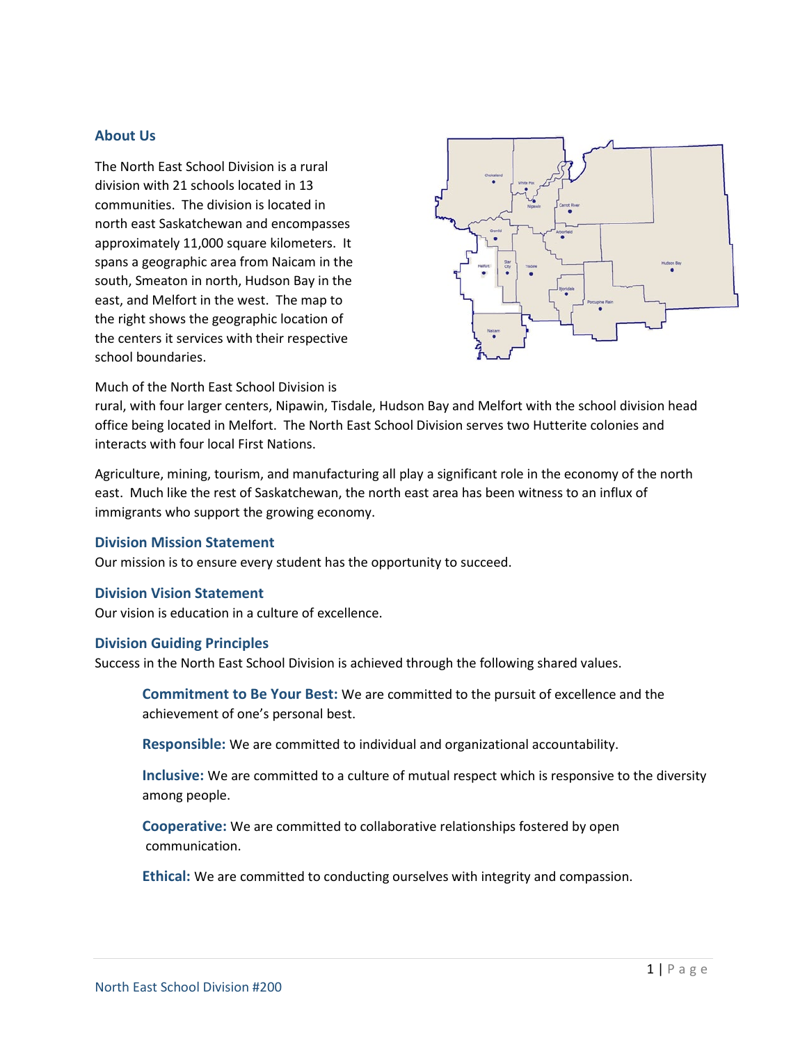## About Us

The North East School Division is a rural division with 21 schools located in 13 communities. The division is located in north east Saskatchewan and encompasses approximately 11,000 square kilometers. It spans a geographic area from Naicam in the south, Smeaton in north, Hudson Bay in the east, and Melfort in the west. The map to the right shows the geographic location of the centers it services with their respective school boundaries.

Much of the North East School Division is rural, with four larger centers, Nipawin, Tisdale, Hudson Bay and Melfort with the school division head office being located in Melfort. The North East School Division serves two Hutterite colonies and interacts with four local First Nations.

Agriculture, mining, tourism, and manufacturing all play a significant role in the economy of the north east. Much like the rest of Saskatchewan, the north east area has been witness to an influx of immigrants who support the growing economy.

### Division Mission Statement

Our mission is to ensure every student has the opportunity to succeed.

### Division Vision Statement

Our vision is education in a culture of excellence.

### Division Guiding Principles

Success in the North East School Division is achieved through the following shared values.

**Commitment to Be Your Best:** We are committed to the pursuit of excellence and the achievement of one's personal best.

**Responsible:** We are committed to individual and organizational accountability.

**Inclusive:** We are committed to a culture of mutual respect which is responsive to the diversity among people.

**Cooperative:** We are committed to collaborative relationships fostered by open communication.

**Ethical:** We are committed to conducting ourselves with integrity and compassion.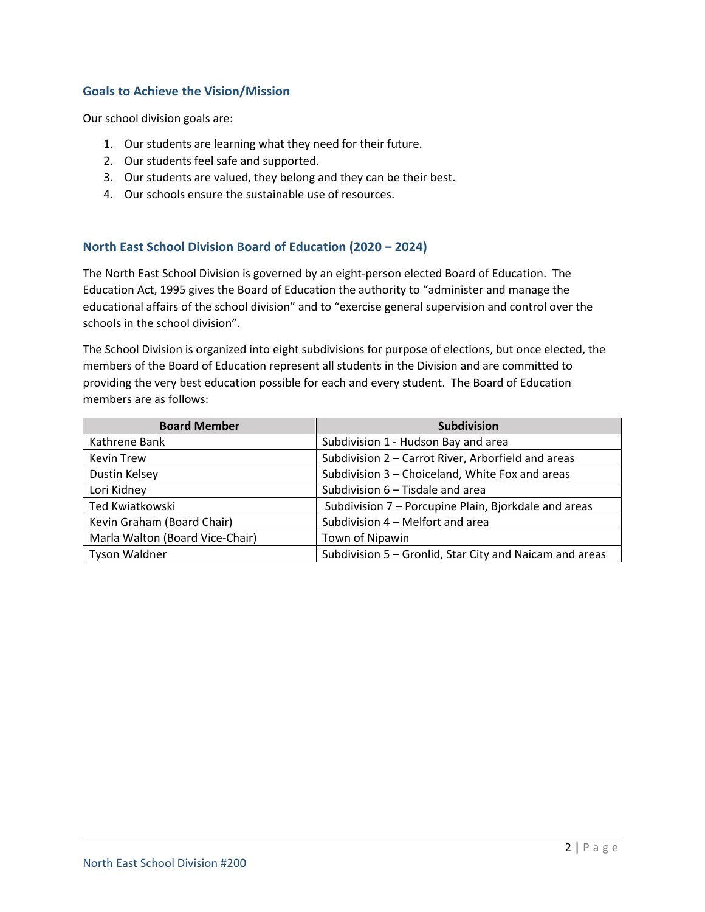## Goals to Achieve the Vision/Mission

Our school division goals are:

1. Our students are learning what they need for their future.
2. Our students feel safe and supported.
3. Our students are valued, they belong and they can be their best.
4. Our schools ensure the sustainable use of resources.

## North East School Division Board of Education (2020 – 2024)

The North East School Division is governed by an eight-person elected Board of Education. The Education Act, 1995 gives the Board of Education the authority to "administer and manage the educational affairs of the school division" and to "exercise general supervision and control over the schools in the school division".

The School Division is organized into eight subdivisions for purpose of elections, but once elected, the members of the Board of Education represent all students in the Division and are committed to providing the very best education possible for each and every student. The Board of Education members are as follows:

| Board Member | Subdivision |
|---|---|
| Kathrene Bank | Subdivision 1 - Hudson Bay and area |
| Kevin Trew | Subdivision 2 – Carrot River, Arborfield and areas |
| Dustin Kelsey | Subdivision 3 – Choiceland, White Fox and areas |
| Lori Kidney | Subdivision 6 – Tisdale and area |
| Ted Kwiatkowski | Subdivision 7 – Porcupine Plain, Bjorkdale and areas |
| Kevin Graham (Board Chair) | Subdivision 4 – Melfort and area |
| Marla Walton (Board Vice-Chair) | Town of Nipawin |
| Tyson Waldner | Subdivision 5 – Gronlid, Star City and Naicam and areas |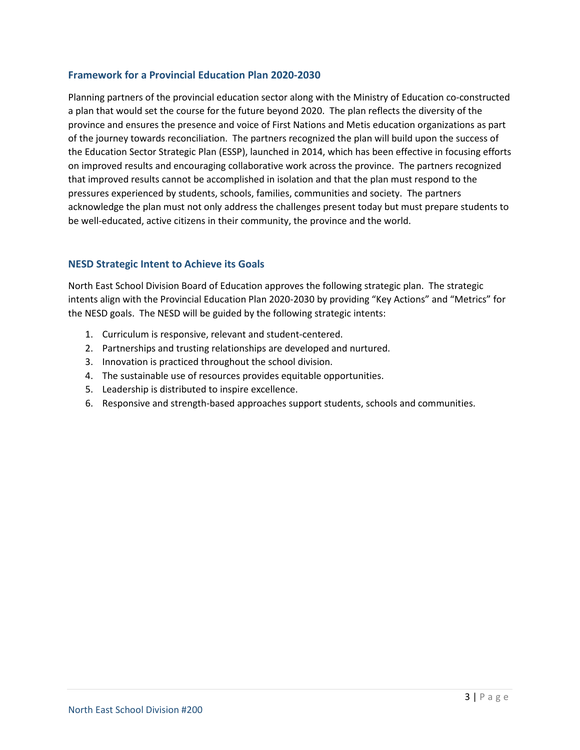## Framework for a Provincial Education Plan 2020-2030

Planning partners of the provincial education sector along with the Ministry of Education co-constructed a plan that would set the course for the future beyond 2020. The plan reflects the diversity of the province and ensures the presence and voice of First Nations and Metis education organizations as part of the journey towards reconciliation. The partners recognized the plan will build upon the success of the Education Sector Strategic Plan (ESSP), launched in 2014, which has been effective in focusing efforts on improved results and encouraging collaborative work across the province. The partners recognized that improved results cannot be accomplished in isolation and that the plan must respond to the pressures experienced by students, schools, families, communities and society. The partners acknowledge the plan must not only address the challenges present today but must prepare students to be well-educated, active citizens in their community, the province and the world.

## NESD Strategic Intent to Achieve its Goals

North East School Division Board of Education approves the following strategic plan. The strategic intents align with the Provincial Education Plan 2020-2030 by providing "Key Actions" and "Metrics" for the NESD goals. The NESD will be guided by the following strategic intents:

1. Curriculum is responsive, relevant and student-centered.
2. Partnerships and trusting relationships are developed and nurtured.
3. Innovation is practiced throughout the school division.
4. The sustainable use of resources provides equitable opportunities.
5. Leadership is distributed to inspire excellence.
6. Responsive and strength-based approaches support students, schools and communities.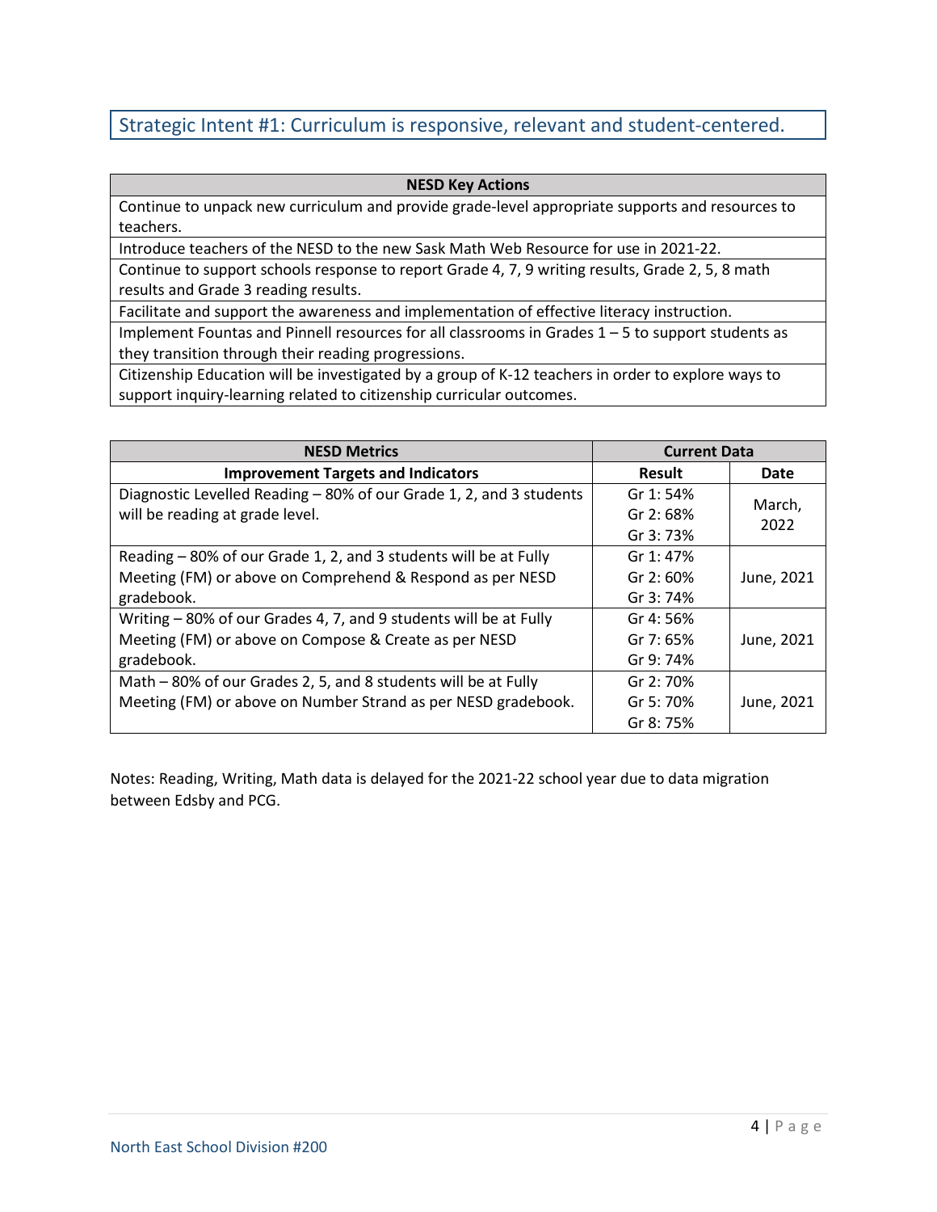## Strategic Intent #1: Curriculum is responsive, relevant and student-centered.

| NESD Key Actions |
|---|
| Continue to unpack new curriculum and provide grade-level appropriate supports and resources to teachers. |
| Introduce teachers of the NESD to the new Sask Math Web Resource for use in 2021-22. |
| Continue to support schools response to report Grade 4, 7, 9 writing results, Grade 2, 5, 8 math results and Grade 3 reading results. |
| Facilitate and support the awareness and implementation of effective literacy instruction. |
| Implement Fountas and Pinnell resources for all classrooms in Grades 1 – 5 to support students as they transition through their reading progressions. |
| Citizenship Education will be investigated by a group of K-12 teachers in order to explore ways to support inquiry-learning related to citizenship curricular outcomes. |

| NESD Metrics | Current Data | |
|---|---|---|
| **Improvement Targets and Indicators** | **Result** | **Date** |
| Diagnostic Levelled Reading – 80% of our Grade 1, 2, and 3 students will be reading at grade level. | Gr 1: 54%<br>Gr 2: 68%<br>Gr 3: 73% | March, 2022 |
| Reading – 80% of our Grade 1, 2, and 3 students will be at Fully Meeting (FM) or above on Comprehend & Respond as per NESD gradebook. | Gr 1: 47%<br>Gr 2: 60%<br>Gr 3: 74% | June, 2021 |
| Writing – 80% of our Grades 4, 7, and 9 students will be at Fully Meeting (FM) or above on Compose & Create as per NESD gradebook. | Gr 4: 56%<br>Gr 7: 65%<br>Gr 9: 74% | June, 2021 |
| Math – 80% of our Grades 2, 5, and 8 students will be at Fully Meeting (FM) or above on Number Strand as per NESD gradebook. | Gr 2: 70%<br>Gr 5: 70%<br>Gr 8: 75% | June, 2021 |

Notes: Reading, Writing, Math data is delayed for the 2021-22 school year due to data migration between Edsby and PCG.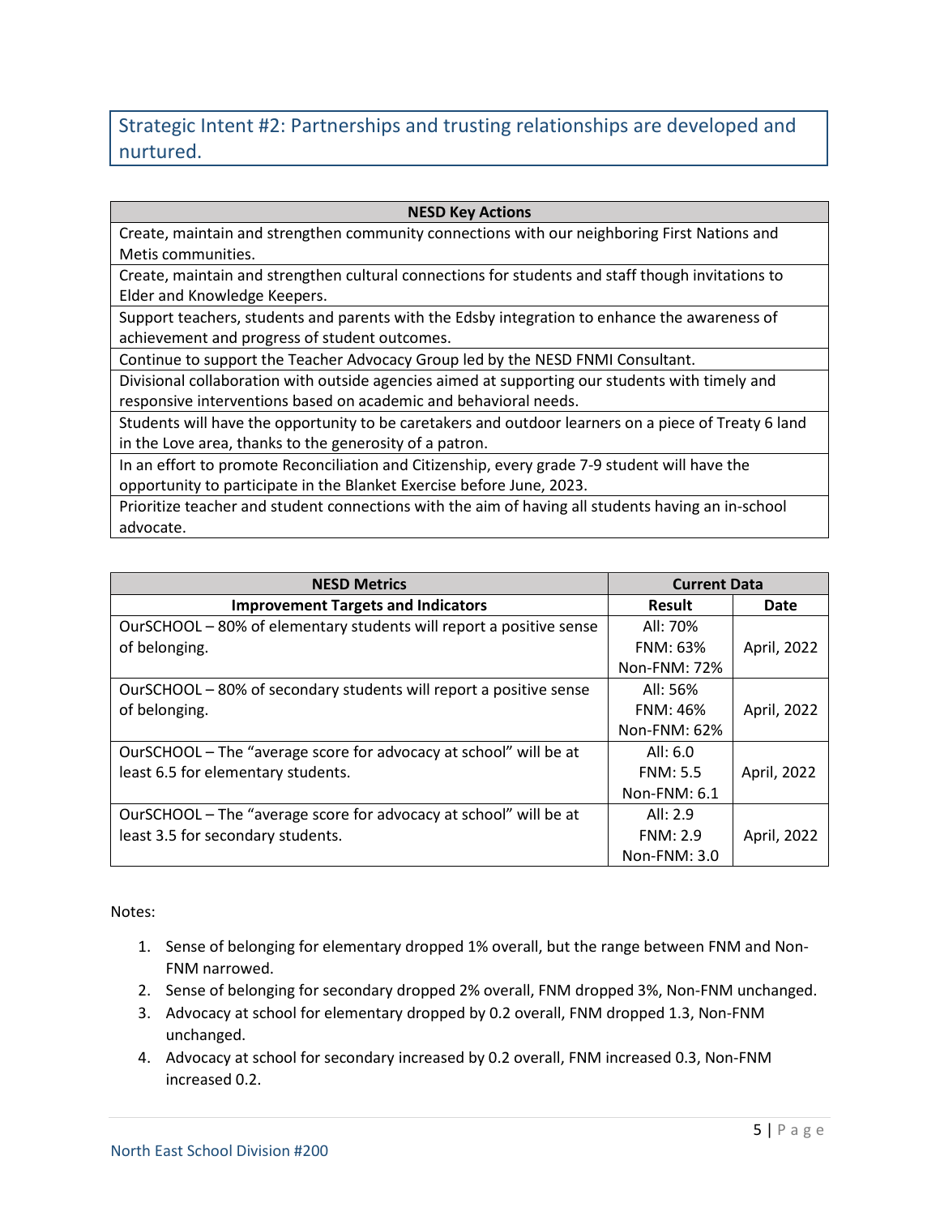## Strategic Intent #2: Partnerships and trusting relationships are developed and nurtured.

| NESD Key Actions |
|---|
| Create, maintain and strengthen community connections with our neighboring First Nations and Metis communities. |
| Create, maintain and strengthen cultural connections for students and staff though invitations to Elder and Knowledge Keepers. |
| Support teachers, students and parents with the Edsby integration to enhance the awareness of achievement and progress of student outcomes. |
| Continue to support the Teacher Advocacy Group led by the NESD FNMI Consultant. |
| Divisional collaboration with outside agencies aimed at supporting our students with timely and responsive interventions based on academic and behavioral needs. |
| Students will have the opportunity to be caretakers and outdoor learners on a piece of Treaty 6 land in the Love area, thanks to the generosity of a patron. |
| In an effort to promote Reconciliation and Citizenship, every grade 7-9 student will have the opportunity to participate in the Blanket Exercise before June, 2023. |
| Prioritize teacher and student connections with the aim of having all students having an in-school advocate. |

| NESD Metrics | Current Data | |
|---|---|---|
| **Improvement Targets and Indicators** | **Result** | **Date** |
| OurSCHOOL – 80% of elementary students will report a positive sense of belonging. | All: 70%<br>FNM: 63%<br>Non-FNM: 72% | April, 2022 |
| OurSCHOOL – 80% of secondary students will report a positive sense of belonging. | All: 56%<br>FNM: 46%<br>Non-FNM: 62% | April, 2022 |
| OurSCHOOL – The "average score for advocacy at school" will be at least 6.5 for elementary students. | All: 6.0<br>FNM: 5.5<br>Non-FNM: 6.1 | April, 2022 |
| OurSCHOOL – The "average score for advocacy at school" will be at least 3.5 for secondary students. | All: 2.9<br>FNM: 2.9<br>Non-FNM: 3.0 | April, 2022 |

Notes:

1. Sense of belonging for elementary dropped 1% overall, but the range between FNM and Non-FNM narrowed.
2. Sense of belonging for secondary dropped 2% overall, FNM dropped 3%, Non-FNM unchanged.
3. Advocacy at school for elementary dropped by 0.2 overall, FNM dropped 1.3, Non-FNM unchanged.
4. Advocacy at school for secondary increased by 0.2 overall, FNM increased 0.3, Non-FNM increased 0.2.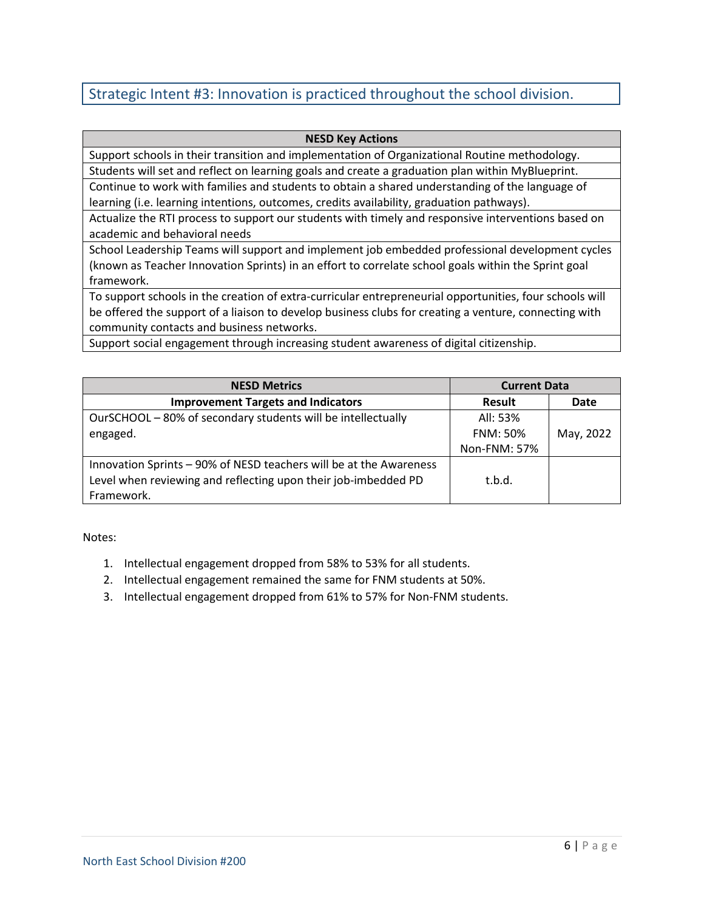## Strategic Intent #3: Innovation is practiced throughout the school division.

| NESD Key Actions |
|---|
| Support schools in their transition and implementation of Organizational Routine methodology. |
| Students will set and reflect on learning goals and create a graduation plan within MyBlueprint. |
| Continue to work with families and students to obtain a shared understanding of the language of learning (i.e. learning intentions, outcomes, credits availability, graduation pathways). |
| Actualize the RTI process to support our students with timely and responsive interventions based on academic and behavioral needs |
| School Leadership Teams will support and implement job embedded professional development cycles (known as Teacher Innovation Sprints) in an effort to correlate school goals within the Sprint goal framework. |
| To support schools in the creation of extra-curricular entrepreneurial opportunities, four schools will be offered the support of a liaison to develop business clubs for creating a venture, connecting with community contacts and business networks. |
| Support social engagement through increasing student awareness of digital citizenship. |

| NESD Metrics | Current Data | |
|---|---|---|
| **Improvement Targets and Indicators** | **Result** | **Date** |
| OurSCHOOL – 80% of secondary students will be intellectually engaged. | All: 53%<br>FNM: 50%<br>Non-FNM: 57% | May, 2022 |
| Innovation Sprints – 90% of NESD teachers will be at the Awareness Level when reviewing and reflecting upon their job-imbedded PD Framework. | t.b.d. | |

Notes:

1. Intellectual engagement dropped from 58% to 53% for all students.
2. Intellectual engagement remained the same for FNM students at 50%.
3. Intellectual engagement dropped from 61% to 57% for Non-FNM students.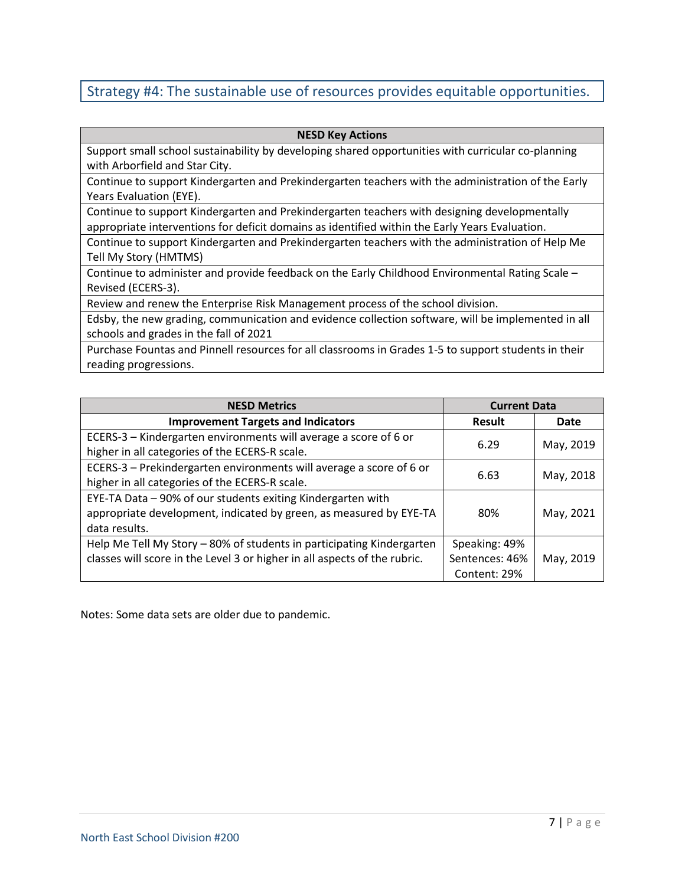## Strategy #4: The sustainable use of resources provides equitable opportunities.

| NESD Key Actions |
|---|
| Support small school sustainability by developing shared opportunities with curricular co-planning with Arborfield and Star City. |
| Continue to support Kindergarten and Prekindergarten teachers with the administration of the Early Years Evaluation (EYE). |
| Continue to support Kindergarten and Prekindergarten teachers with designing developmentally appropriate interventions for deficit domains as identified within the Early Years Evaluation. |
| Continue to support Kindergarten and Prekindergarten teachers with the administration of Help Me Tell My Story (HMTMS) |
| Continue to administer and provide feedback on the Early Childhood Environmental Rating Scale – Revised (ECERS-3). |
| Review and renew the Enterprise Risk Management process of the school division. |
| Edsby, the new grading, communication and evidence collection software, will be implemented in all schools and grades in the fall of 2021 |
| Purchase Fountas and Pinnell resources for all classrooms in Grades 1-5 to support students in their reading progressions. |

| NESD Metrics | Current Data | |
|---|---|---|
| **Improvement Targets and Indicators** | **Result** | **Date** |
| ECERS-3 – Kindergarten environments will average a score of 6 or higher in all categories of the ECERS-R scale. | 6.29 | May, 2019 |
| ECERS-3 – Prekindergarten environments will average a score of 6 or higher in all categories of the ECERS-R scale. | 6.63 | May, 2018 |
| EYE-TA Data – 90% of our students exiting Kindergarten with appropriate development, indicated by green, as measured by EYE-TA data results. | 80% | May, 2021 |
| Help Me Tell My Story – 80% of students in participating Kindergarten classes will score in the Level 3 or higher in all aspects of the rubric. | Speaking: 49%<br>Sentences: 46%<br>Content: 29% | May, 2019 |

Notes: Some data sets are older due to pandemic.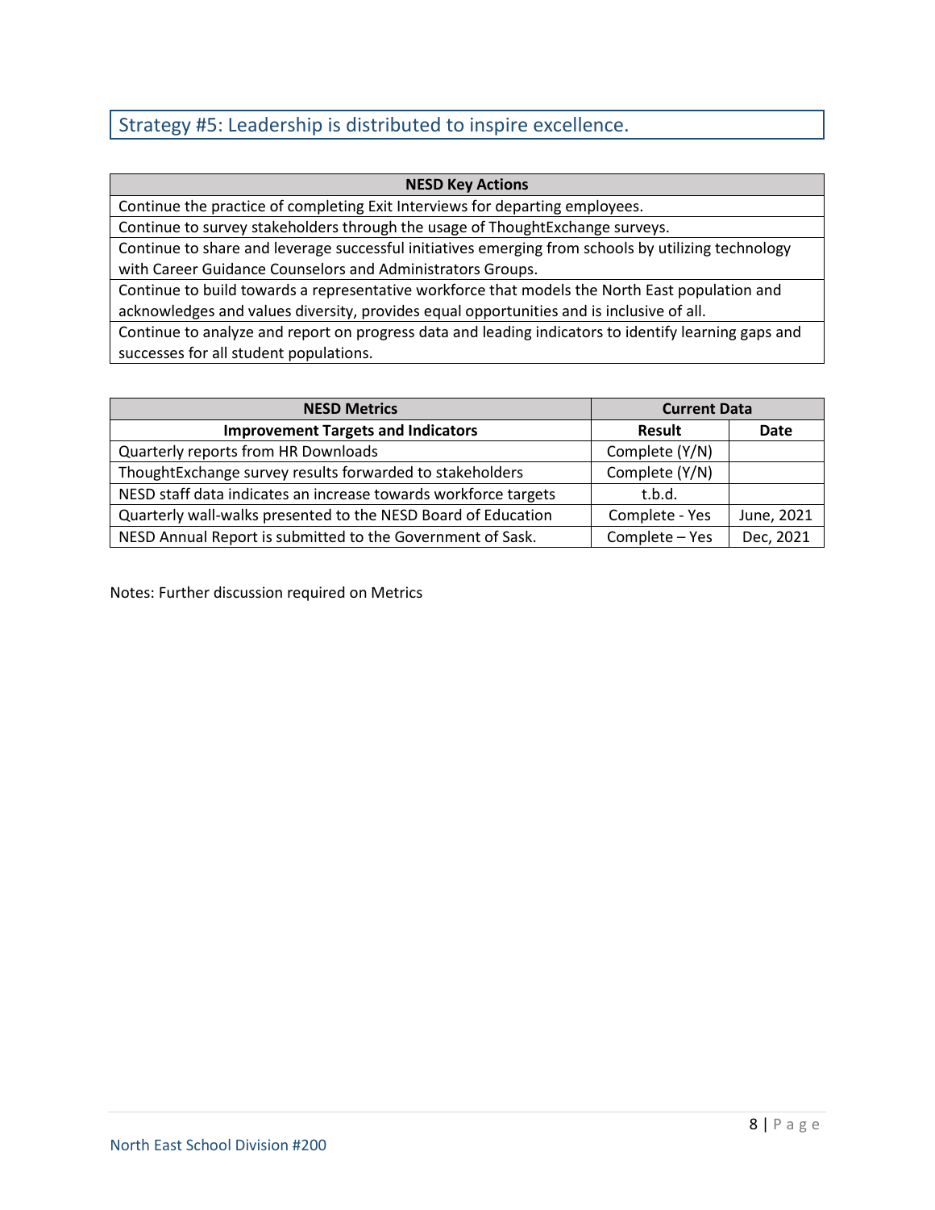## Strategy #5: Leadership is distributed to inspire excellence.

| NESD Key Actions |
|---|
| Continue the practice of completing Exit Interviews for departing employees. |
| Continue to survey stakeholders through the usage of ThoughtExchange surveys. |
| Continue to share and leverage successful initiatives emerging from schools by utilizing technology with Career Guidance Counselors and Administrators Groups. |
| Continue to build towards a representative workforce that models the North East population and acknowledges and values diversity, provides equal opportunities and is inclusive of all. |
| Continue to analyze and report on progress data and leading indicators to identify learning gaps and successes for all student populations. |

| NESD Metrics | Current Data | |
|---|---|---|
| **Improvement Targets and Indicators** | **Result** | **Date** |
| Quarterly reports from HR Downloads | Complete (Y/N) | |
| ThoughtExchange survey results forwarded to stakeholders | Complete (Y/N) | |
| NESD staff data indicates an increase towards workforce targets | t.b.d. | |
| Quarterly wall-walks presented to the NESD Board of Education | Complete - Yes | June, 2021 |
| NESD Annual Report is submitted to the Government of Sask. | Complete – Yes | Dec, 2021 |

Notes: Further discussion required on Metrics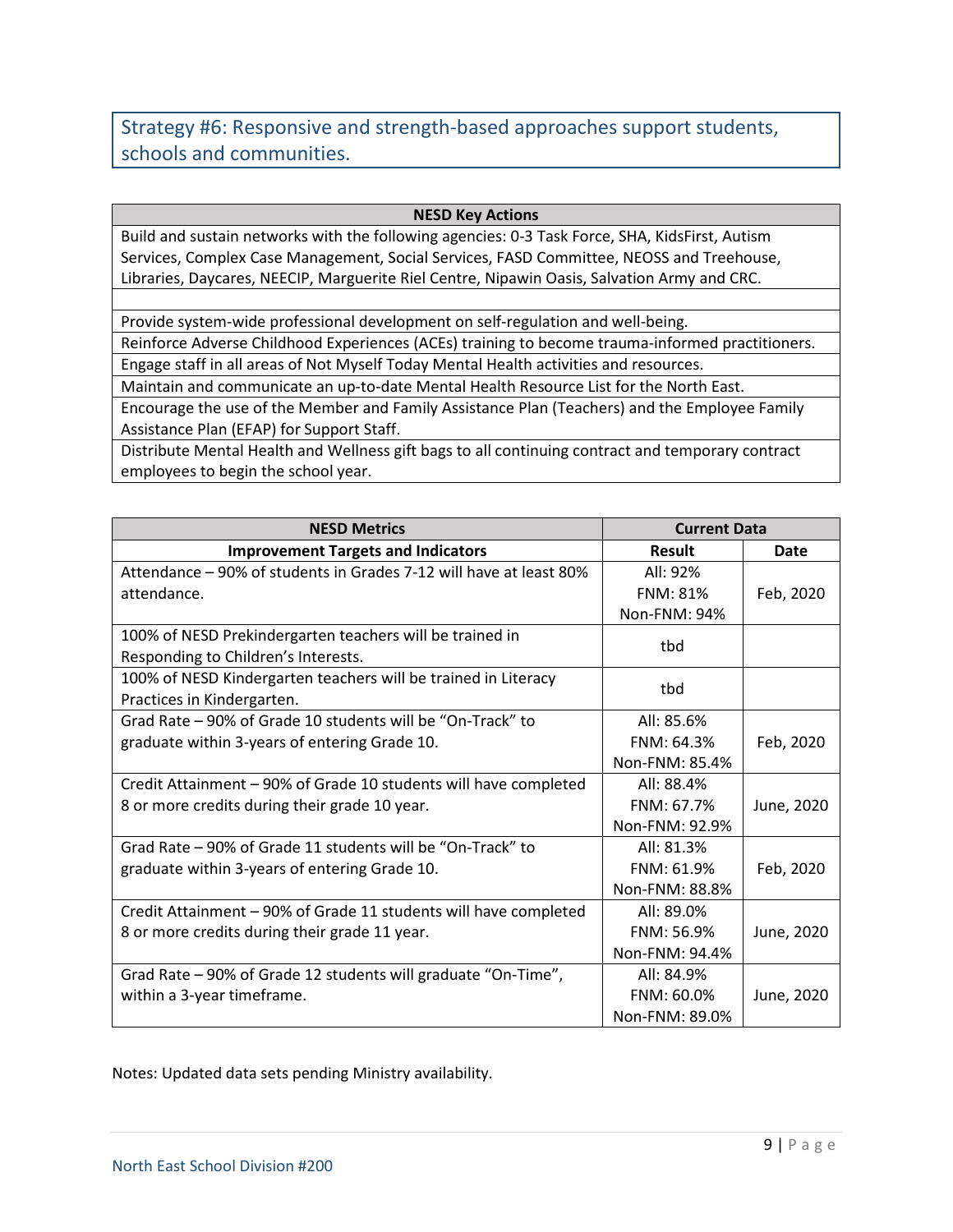## Strategy #6: Responsive and strength-based approaches support students, schools and communities.

| NESD Key Actions |
|---|
| Build and sustain networks with the following agencies: 0-3 Task Force, SHA, KidsFirst, Autism Services, Complex Case Management, Social Services, FASD Committee, NEOSS and Treehouse, Libraries, Daycares, NEECIP, Marguerite Riel Centre, Nipawin Oasis, Salvation Army and CRC. |
| |
| Provide system-wide professional development on self-regulation and well-being. |
| Reinforce Adverse Childhood Experiences (ACEs) training to become trauma-informed practitioners. |
| Engage staff in all areas of Not Myself Today Mental Health activities and resources. |
| Maintain and communicate an up-to-date Mental Health Resource List for the North East. |
| Encourage the use of the Member and Family Assistance Plan (Teachers) and the Employee Family Assistance Plan (EFAP) for Support Staff. |
| Distribute Mental Health and Wellness gift bags to all continuing contract and temporary contract employees to begin the school year. |

| NESD Metrics | Current Data | |
|---|---|---|
| **Improvement Targets and Indicators** | **Result** | **Date** |
| Attendance – 90% of students in Grades 7-12 will have at least 80% attendance. | All: 92%<br>FNM: 81%<br>Non-FNM: 94% | Feb, 2020 |
| 100% of NESD Prekindergarten teachers will be trained in Responding to Children's Interests. | tbd | |
| 100% of NESD Kindergarten teachers will be trained in Literacy Practices in Kindergarten. | tbd | |
| Grad Rate – 90% of Grade 10 students will be "On-Track" to graduate within 3-years of entering Grade 10. | All: 85.6%<br>FNM: 64.3%<br>Non-FNM: 85.4% | Feb, 2020 |
| Credit Attainment – 90% of Grade 10 students will have completed 8 or more credits during their grade 10 year. | All: 88.4%<br>FNM: 67.7%<br>Non-FNM: 92.9% | June, 2020 |
| Grad Rate – 90% of Grade 11 students will be "On-Track" to graduate within 3-years of entering Grade 10. | All: 81.3%<br>FNM: 61.9%<br>Non-FNM: 88.8% | Feb, 2020 |
| Credit Attainment – 90% of Grade 11 students will have completed 8 or more credits during their grade 11 year. | All: 89.0%<br>FNM: 56.9%<br>Non-FNM: 94.4% | June, 2020 |
| Grad Rate – 90% of Grade 12 students will graduate "On-Time", within a 3-year timeframe. | All: 84.9%<br>FNM: 60.0%<br>Non-FNM: 89.0% | June, 2020 |

Notes: Updated data sets pending Ministry availability.